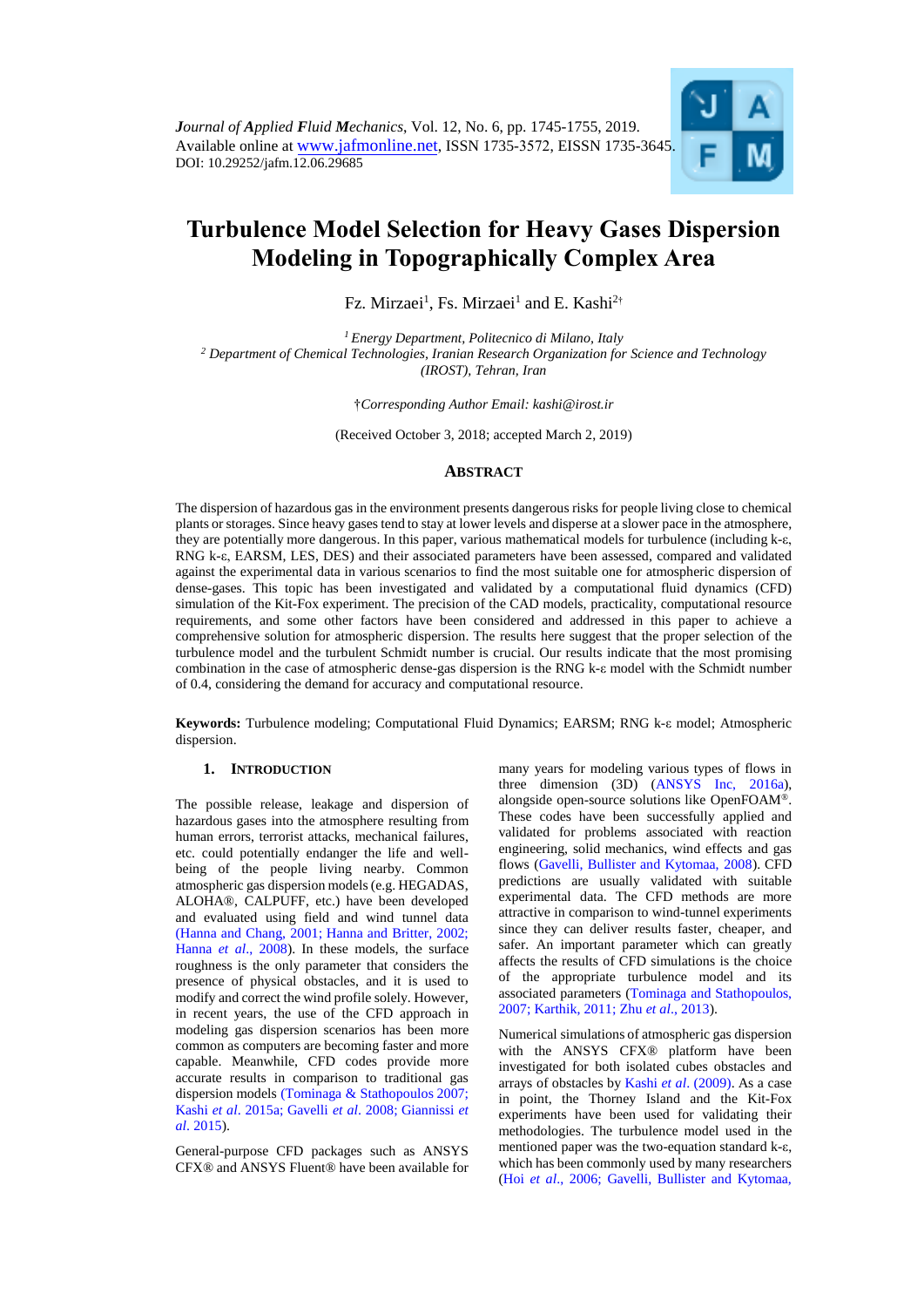*Journal of Applied Fluid Mechanics*, Vol. 12, No. 6, pp. 1745-1755, 2019.
Available online at www.jafmonline.net, ISSN 1735-3572, EISSN 1735-3645.
DOI: 10.29252/jafm.12.06.29685

# Turbulence Model Selection for Heavy Gases Dispersion Modeling in Topographically Complex Area

Fz. Mirzaei[1], Fs. Mirzaei[1] and E. Kashi[2†]

[1] *Energy Department, Politecnico di Milano, Italy*
[2] *Department of Chemical Technologies, Iranian Research Organization for Science and Technology (IROST), Tehran, Iran*

†*Corresponding Author Email: kashi@irost.ir*

(Received October 3, 2018; accepted March 2, 2019)

## ABSTRACT

The dispersion of hazardous gas in the environment presents dangerous risks for people living close to chemical plants or storages. Since heavy gases tend to stay at lower levels and disperse at a slower pace in the atmosphere, they are potentially more dangerous. In this paper, various mathematical models for turbulence (including k-ε, RNG k-ε, EARSM, LES, DES) and their associated parameters have been assessed, compared and validated against the experimental data in various scenarios to find the most suitable one for atmospheric dispersion of dense-gases. This topic has been investigated and validated by a computational fluid dynamics (CFD) simulation of the Kit-Fox experiment. The precision of the CAD models, practicality, computational resource requirements, and some other factors have been considered and addressed in this paper to achieve a comprehensive solution for atmospheric dispersion. The results here suggest that the proper selection of the turbulence model and the turbulent Schmidt number is crucial. Our results indicate that the most promising combination in the case of atmospheric dense-gas dispersion is the RNG k-ε model with the Schmidt number of 0.4, considering the demand for accuracy and computational resource.

**Keywords:** Turbulence modeling; Computational Fluid Dynamics; EARSM; RNG k-ε model; Atmospheric dispersion.

## 1. INTRODUCTION

The possible release, leakage and dispersion of hazardous gases into the atmosphere resulting from human errors, terrorist attacks, mechanical failures, etc. could potentially endanger the life and well-being of the people living nearby. Common atmospheric gas dispersion models (e.g. HEGADAS, ALOHA®, CALPUFF, etc.) have been developed and evaluated using field and wind tunnel data (Hanna and Chang, 2001; Hanna and Britter, 2002; Hanna *et al*., 2008). In these models, the surface roughness is the only parameter that considers the presence of physical obstacles, and it is used to modify and correct the wind profile solely. However, in recent years, the use of the CFD approach in modeling gas dispersion scenarios has been more common as computers are becoming faster and more capable. Meanwhile, CFD codes provide more accurate results in comparison to traditional gas dispersion models (Tominaga & Stathopoulos 2007; Kashi *et al*. 2015a; Gavelli *et al*. 2008; Giannissi *et al*. 2015).

General-purpose CFD packages such as ANSYS CFX® and ANSYS Fluent® have been available for many years for modeling various types of flows in three dimension (3D) (ANSYS Inc, 2016a), alongside open-source solutions like OpenFOAM®. These codes have been successfully applied and validated for problems associated with reaction engineering, solid mechanics, wind effects and gas flows (Gavelli, Bullister and Kytomaa, 2008). CFD predictions are usually validated with suitable experimental data. The CFD methods are more attractive in comparison to wind-tunnel experiments since they can deliver results faster, cheaper, and safer. An important parameter which can greatly affects the results of CFD simulations is the choice of the appropriate turbulence model and its associated parameters (Tominaga and Stathopoulos, 2007; Karthik, 2011; Zhu *et al*., 2013).

Numerical simulations of atmospheric gas dispersion with the ANSYS CFX® platform have been investigated for both isolated cubes obstacles and arrays of obstacles by Kashi *et al*. (2009). As a case in point, the Thorney Island and the Kit-Fox experiments have been used for validating their methodologies. The turbulence model used in the mentioned paper was the two-equation standard k-ε, which has been commonly used by many researchers (Hoi *et al*., 2006; Gavelli, Bullister and Kytomaa,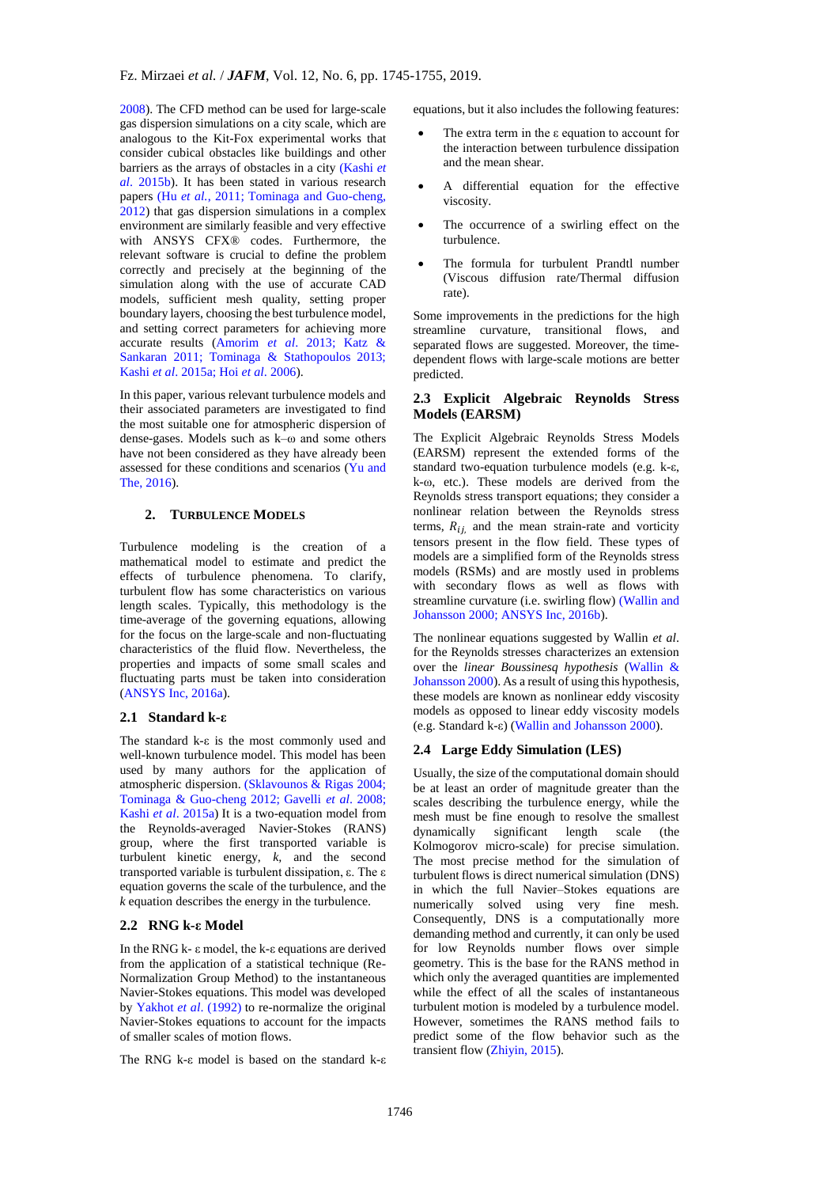2008). The CFD method can be used for large-scale gas dispersion simulations on a city scale, which are analogous to the Kit-Fox experimental works that consider cubical obstacles like buildings and other barriers as the arrays of obstacles in a city (Kashi *et al*. 2015b). It has been stated in various research papers (Hu *et al.*, 2011; Tominaga and Guo-cheng, 2012) that gas dispersion simulations in a complex environment are similarly feasible and very effective with ANSYS CFX® codes. Furthermore, the relevant software is crucial to define the problem correctly and precisely at the beginning of the simulation along with the use of accurate CAD models, sufficient mesh quality, setting proper boundary layers, choosing the best turbulence model, and setting correct parameters for achieving more accurate results (Amorim *et al*. 2013; Katz & Sankaran 2011; Tominaga & Stathopoulos 2013; Kashi *et al*. 2015a; Hoi *et al*. 2006).

In this paper, various relevant turbulence models and their associated parameters are investigated to find the most suitable one for atmospheric dispersion of dense-gases. Models such as k–ω and some others have not been considered as they have already been assessed for these conditions and scenarios (Yu and The, 2016).

## 2. Turbulence Models

Turbulence modeling is the creation of a mathematical model to estimate and predict the effects of turbulence phenomena. To clarify, turbulent flow has some characteristics on various length scales. Typically, this methodology is the time-average of the governing equations, allowing for the focus on the large-scale and non-fluctuating characteristics of the fluid flow. Nevertheless, the properties and impacts of some small scales and fluctuating parts must be taken into consideration (ANSYS Inc, 2016a).

### 2.1 Standard k-ε

The standard k-ε is the most commonly used and well-known turbulence model. This model has been used by many authors for the application of atmospheric dispersion. (Sklavounos & Rigas 2004; Tominaga & Guo-cheng 2012; Gavelli *et al*. 2008; Kashi *et al*. 2015a) It is a two-equation model from the Reynolds-averaged Navier-Stokes (RANS) group, where the first transported variable is turbulent kinetic energy, *k*, and the second transported variable is turbulent dissipation, ε. The ε equation governs the scale of the turbulence, and the *k* equation describes the energy in the turbulence.

### 2.2 RNG k-ε Model

In the RNG k- ε model, the k-ε equations are derived from the application of a statistical technique (Re-Normalization Group Method) to the instantaneous Navier-Stokes equations. This model was developed by Yakhot *et al*. (1992) to re-normalize the original Navier-Stokes equations to account for the impacts of smaller scales of motion flows.

The RNG k-ε model is based on the standard k-ε equations, but it also includes the following features:

- The extra term in the ε equation to account for the interaction between turbulence dissipation and the mean shear.
- A differential equation for the effective viscosity.
- The occurrence of a swirling effect on the turbulence.
- The formula for turbulent Prandtl number (Viscous diffusion rate/Thermal diffusion rate).

Some improvements in the predictions for the high streamline curvature, transitional flows, and separated flows are suggested. Moreover, the time-dependent flows with large-scale motions are better predicted.

### 2.3 Explicit Algebraic Reynolds Stress Models (EARSM)

The Explicit Algebraic Reynolds Stress Models (EARSM) represent the extended forms of the standard two-equation turbulence models (e.g. k-ε, k-ω, etc.). These models are derived from the Reynolds stress transport equations; they consider a nonlinear relation between the Reynolds stress terms, $R_{ij,}$ and the mean strain-rate and vorticity tensors present in the flow field. These types of models are a simplified form of the Reynolds stress models (RSMs) and are mostly used in problems with secondary flows as well as flows with streamline curvature (i.e. swirling flow) (Wallin and Johansson 2000; ANSYS Inc, 2016b).

The nonlinear equations suggested by Wallin *et al*. for the Reynolds stresses characterizes an extension over the *linear Boussinesq hypothesis* (Wallin & Johansson 2000). As a result of using this hypothesis, these models are known as nonlinear eddy viscosity models as opposed to linear eddy viscosity models (e.g. Standard k-ε) (Wallin and Johansson 2000).

### 2.4 Large Eddy Simulation (LES)

Usually, the size of the computational domain should be at least an order of magnitude greater than the scales describing the turbulence energy, while the mesh must be fine enough to resolve the smallest dynamically significant length scale (the Kolmogorov micro-scale) for precise simulation. The most precise method for the simulation of turbulent flows is direct numerical simulation (DNS) in which the full Navier–Stokes equations are numerically solved using very fine mesh. Consequently, DNS is a computationally more demanding method and currently, it can only be used for low Reynolds number flows over simple geometry. This is the base for the RANS method in which only the averaged quantities are implemented while the effect of all the scales of instantaneous turbulent motion is modeled by a turbulence model. However, sometimes the RANS method fails to predict some of the flow behavior such as the transient flow (Zhiyin, 2015).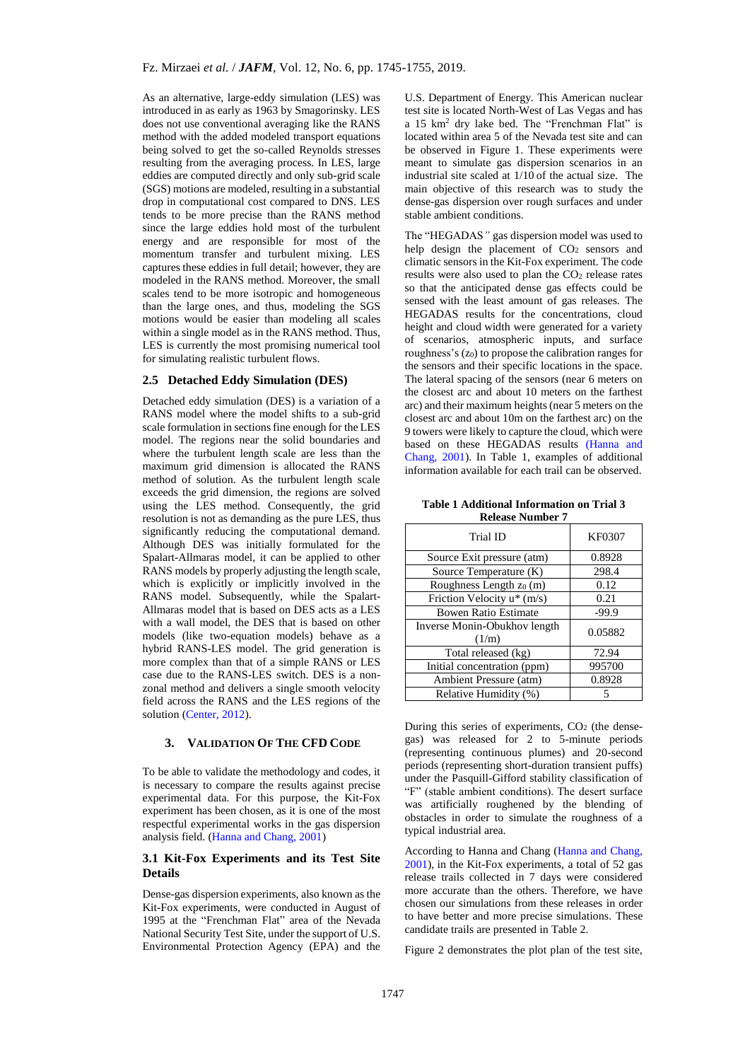As an alternative, large-eddy simulation (LES) was introduced in as early as 1963 by Smagorinsky. LES does not use conventional averaging like the RANS method with the added modeled transport equations being solved to get the so-called Reynolds stresses resulting from the averaging process. In LES, large eddies are computed directly and only sub-grid scale (SGS) motions are modeled, resulting in a substantial drop in computational cost compared to DNS. LES tends to be more precise than the RANS method since the large eddies hold most of the turbulent energy and are responsible for most of the momentum transfer and turbulent mixing. LES captures these eddies in full detail; however, they are modeled in the RANS method. Moreover, the small scales tend to be more isotropic and homogeneous than the large ones, and thus, modeling the SGS motions would be easier than modeling all scales within a single model as in the RANS method. Thus, LES is currently the most promising numerical tool for simulating realistic turbulent flows.

### 2.5 Detached Eddy Simulation (DES)

Detached eddy simulation (DES) is a variation of a RANS model where the model shifts to a sub-grid scale formulation in sections fine enough for the LES model. The regions near the solid boundaries and where the turbulent length scale are less than the maximum grid dimension is allocated the RANS method of solution. As the turbulent length scale exceeds the grid dimension, the regions are solved using the LES method. Consequently, the grid resolution is not as demanding as the pure LES, thus significantly reducing the computational demand. Although DES was initially formulated for the Spalart-Allmaras model, it can be applied to other RANS models by properly adjusting the length scale, which is explicitly or implicitly involved in the RANS model. Subsequently, while the Spalart-Allmaras model that is based on DES acts as a LES with a wall model, the DES that is based on other models (like two-equation models) behave as a hybrid RANS-LES model. The grid generation is more complex than that of a simple RANS or LES case due to the RANS-LES switch. DES is a non-zonal method and delivers a single smooth velocity field across the RANS and the LES regions of the solution (Center, 2012).

## 3. Validation Of The CFD Code

To be able to validate the methodology and codes, it is necessary to compare the results against precise experimental data. For this purpose, the Kit-Fox experiment has been chosen, as it is one of the most respectful experimental works in the gas dispersion analysis field. (Hanna and Chang, 2001)

### 3.1 Kit-Fox Experiments and its Test Site Details

Dense-gas dispersion experiments, also known as the Kit-Fox experiments, were conducted in August of 1995 at the "Frenchman Flat" area of the Nevada National Security Test Site, under the support of U.S. Environmental Protection Agency (EPA) and the U.S. Department of Energy. This American nuclear test site is located North-West of Las Vegas and has a 15 km$^2$ dry lake bed. The "Frenchman Flat" is located within area 5 of the Nevada test site and can be observed in Figure 1. These experiments were meant to simulate gas dispersion scenarios in an industrial site scaled at 1/10 of the actual size. The main objective of this research was to study the dense-gas dispersion over rough surfaces and under stable ambient conditions.

The "HEGADAS" gas dispersion model was used to help design the placement of $CO_2$ sensors and climatic sensors in the Kit-Fox experiment. The code results were also used to plan the $CO_2$ release rates so that the anticipated dense gas effects could be sensed with the least amount of gas releases. The HEGADAS results for the concentrations, cloud height and cloud width were generated for a variety of scenarios, atmospheric inputs, and surface roughness's ($z_0$) to propose the calibration ranges for the sensors and their specific locations in the space. The lateral spacing of the sensors (near 6 meters on the closest arc and about 10 meters on the farthest arc) and their maximum heights (near 5 meters on the closest arc and about 10m on the farthest arc) on the 9 towers were likely to capture the cloud, which were based on these HEGADAS results (Hanna and Chang, 2001). In Table 1, examples of additional information available for each trail can be observed.

**Table 1 Additional Information on Trial 3 Release Number 7**

| Trial ID | KF0307 |
|---|---|
| Source Exit pressure (atm) | 0.8928 |
| Source Temperature (K) | 298.4 |
| Roughness Length $z_0$ (m) | 0.12 |
| Friction Velocity u* (m/s) | 0.21 |
| Bowen Ratio Estimate | -99.9 |
| Inverse Monin-Obukhov length (1/m) | 0.05882 |
| Total released (kg) | 72.94 |
| Initial concentration (ppm) | 995700 |
| Ambient Pressure (atm) | 0.8928 |
| Relative Humidity (%) | 5 |

During this series of experiments, $CO_2$ (the dense-gas) was released for 2 to 5-minute periods (representing continuous plumes) and 20-second periods (representing short-duration transient puffs) under the Pasquill-Gifford stability classification of "F" (stable ambient conditions). The desert surface was artificially roughened by the blending of obstacles in order to simulate the roughness of a typical industrial area.

According to Hanna and Chang (Hanna and Chang, 2001), in the Kit-Fox experiments, a total of 52 gas release trails collected in 7 days were considered more accurate than the others. Therefore, we have chosen our simulations from these releases in order to have better and more precise simulations. These candidate trails are presented in Table 2.

Figure 2 demonstrates the plot plan of the test site,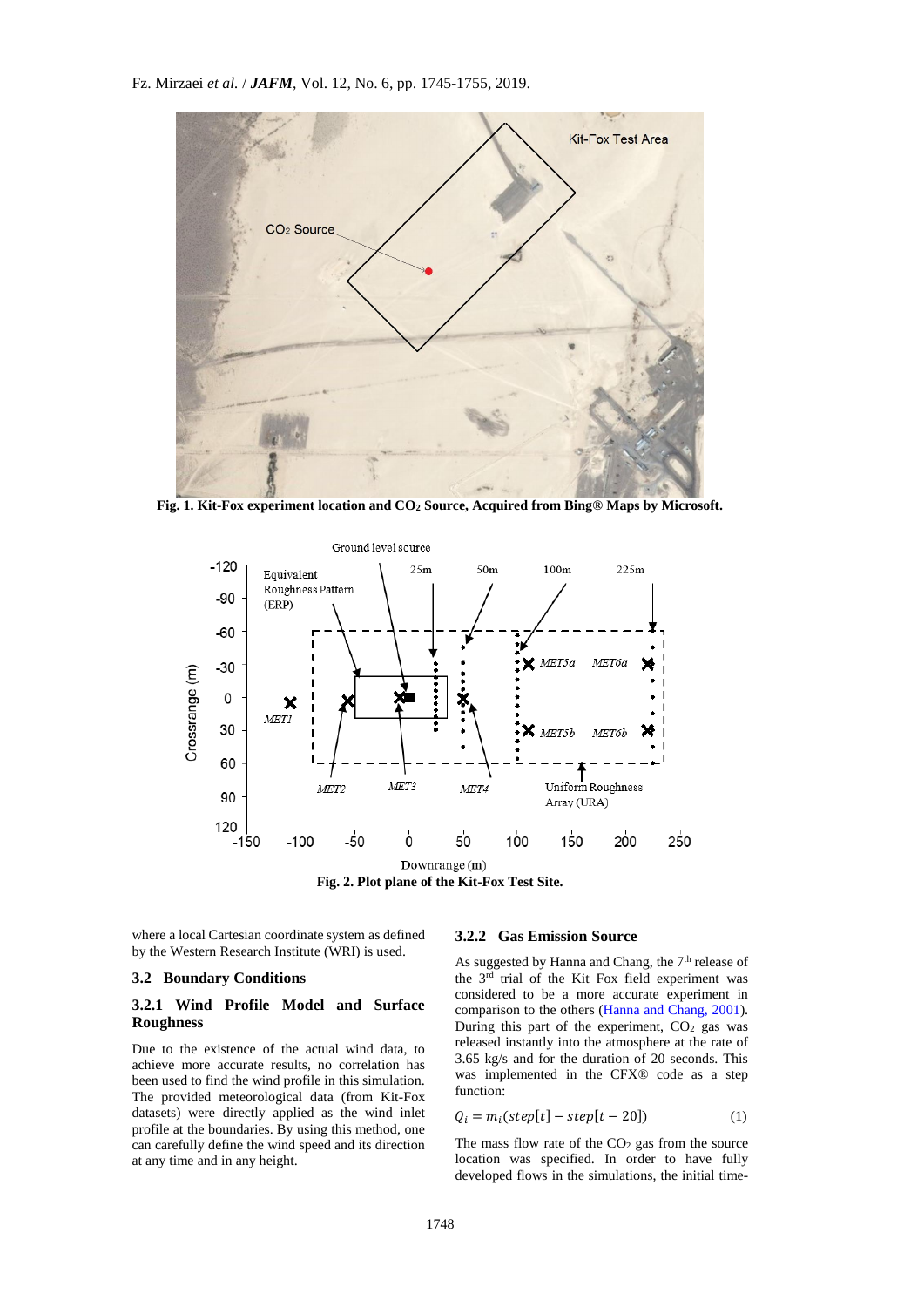Fig. 1. Kit-Fox experiment location and $CO_2$ Source, Acquired from Bing® Maps by Microsoft.

Fig. 2. Plot plane of the Kit-Fox Test Site.

where a local Cartesian coordinate system as defined by the Western Research Institute (WRI) is used.

### 3.2 Boundary Conditions

#### 3.2.1 Wind Profile Model and Surface Roughness

Due to the existence of the actual wind data, to achieve more accurate results, no correlation has been used to find the wind profile in this simulation. The provided meteorological data (from Kit-Fox datasets) were directly applied as the wind inlet profile at the boundaries. By using this method, one can carefully define the wind speed and its direction at any time and in any height.

#### 3.2.2 Gas Emission Source

As suggested by Hanna and Chang, the 7th release of the 3rd trial of the Kit Fox field experiment was considered to be a more accurate experiment in comparison to the others (Hanna and Chang, 2001). During this part of the experiment, $CO_2$ gas was released instantly into the atmosphere at the rate of 3.65 kg/s and for the duration of 20 seconds. This was implemented in the CFX® code as a step function:

$$Q_i = m_i(step[t] - step[t-20]) \tag{1}$$

The mass flow rate of the $CO_2$ gas from the source location was specified. In order to have fully developed flows in the simulations, the initial time-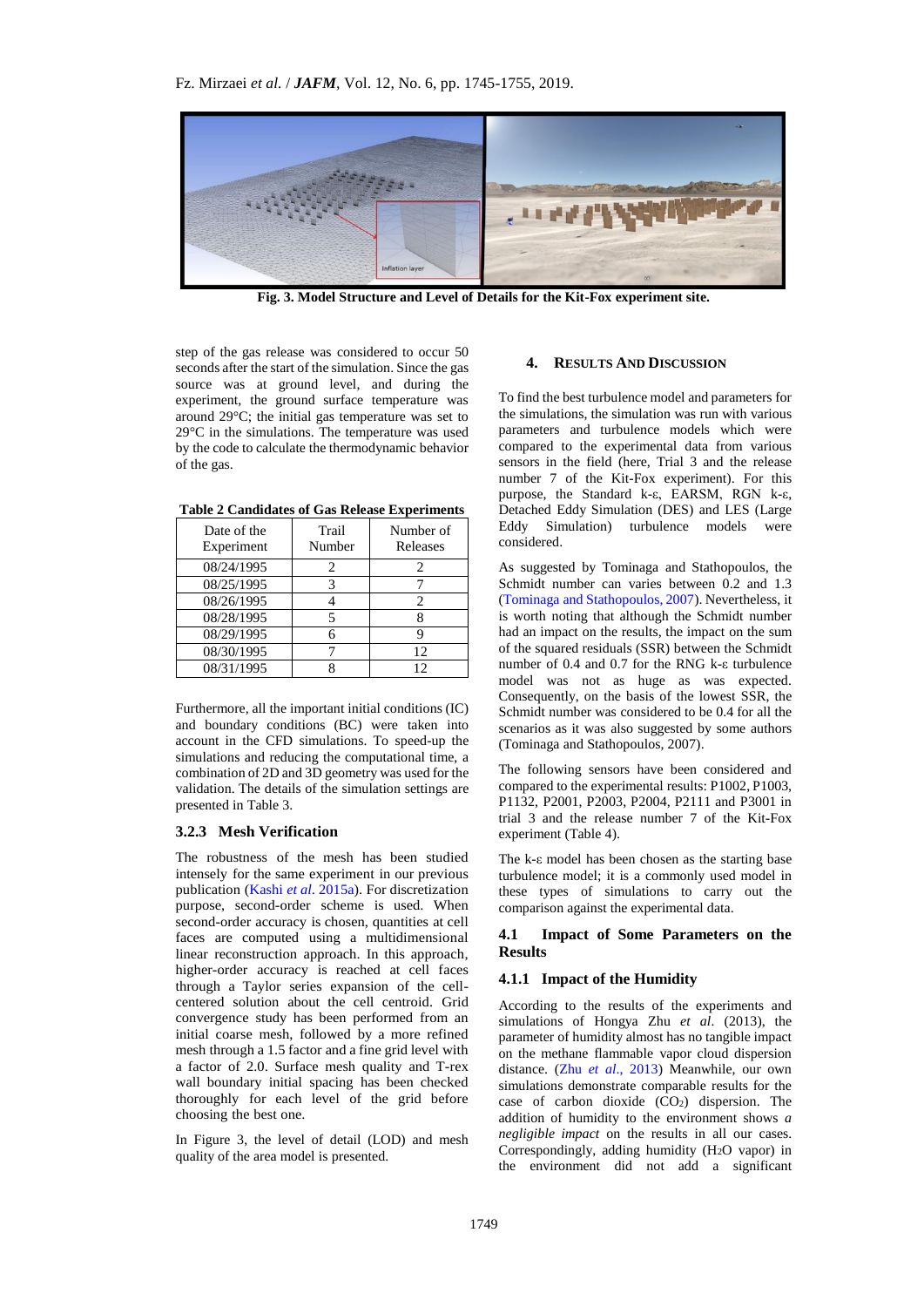Fig. 3. Model Structure and Level of Details for the Kit-Fox experiment site.

step of the gas release was considered to occur 50 seconds after the start of the simulation. Since the gas source was at ground level, and during the experiment, the ground surface temperature was around 29°C; the initial gas temperature was set to 29°C in the simulations. The temperature was used by the code to calculate the thermodynamic behavior of the gas.

**Table 2 Candidates of Gas Release Experiments**

| Date of the Experiment | Trail Number | Number of Releases |
|---|---|---|
| 08/24/1995 | 2 | 2 |
| 08/25/1995 | 3 | 7 |
| 08/26/1995 | 4 | 2 |
| 08/28/1995 | 5 | 8 |
| 08/29/1995 | 6 | 9 |
| 08/30/1995 | 7 | 12 |
| 08/31/1995 | 8 | 12 |

Furthermore, all the important initial conditions (IC) and boundary conditions (BC) were taken into account in the CFD simulations. To speed-up the simulations and reducing the computational time, a combination of 2D and 3D geometry was used for the validation. The details of the simulation settings are presented in Table 3.

### 3.2.3 Mesh Verification

The robustness of the mesh has been studied intensely for the same experiment in our previous publication (Kashi *et al*. 2015a). For discretization purpose, second-order scheme is used. When second-order accuracy is chosen, quantities at cell faces are computed using a multidimensional linear reconstruction approach. In this approach, higher-order accuracy is reached at cell faces through a Taylor series expansion of the cell-centered solution about the cell centroid. Grid convergence study has been performed from an initial coarse mesh, followed by a more refined mesh through a 1.5 factor and a fine grid level with a factor of 2.0. Surface mesh quality and T-rex wall boundary initial spacing has been checked thoroughly for each level of the grid before choosing the best one.

In Figure 3, the level of detail (LOD) and mesh quality of the area model is presented.

## 4. Results and Discussion

To find the best turbulence model and parameters for the simulations, the simulation was run with various parameters and turbulence models which were compared to the experimental data from various sensors in the field (here, Trial 3 and the release number 7 of the Kit-Fox experiment). For this purpose, the Standard k-ε, EARSM, RGN k-ε, Detached Eddy Simulation (DES) and LES (Large Eddy Simulation) turbulence models were considered.

As suggested by Tominaga and Stathopoulos, the Schmidt number can varies between 0.2 and 1.3 (Tominaga and Stathopoulos, 2007). Nevertheless, it is worth noting that although the Schmidt number had an impact on the results, the impact on the sum of the squared residuals (SSR) between the Schmidt number of 0.4 and 0.7 for the RNG k-ε turbulence model was not as huge as was expected. Consequently, on the basis of the lowest SSR, the Schmidt number was considered to be 0.4 for all the scenarios as it was also suggested by some authors (Tominaga and Stathopoulos, 2007).

The following sensors have been considered and compared to the experimental results: P1002, P1003, P1132, P2001, P2003, P2004, P2111 and P3001 in trial 3 and the release number 7 of the Kit-Fox experiment (Table 4).

The k-ε model has been chosen as the starting base turbulence model; it is a commonly used model in these types of simulations to carry out the comparison against the experimental data.

### 4.1 Impact of Some Parameters on the Results

#### 4.1.1 Impact of the Humidity

According to the results of the experiments and simulations of Hongya Zhu *et al*. (2013), the parameter of humidity almost has no tangible impact on the methane flammable vapor cloud dispersion distance. (Zhu *et al*., 2013) Meanwhile, our own simulations demonstrate comparable results for the case of carbon dioxide ($CO_2$) dispersion. The addition of humidity to the environment shows *a negligible impact* on the results in all our cases. Correspondingly, adding humidity ($H_2O$ vapor) in the environment did not add a significant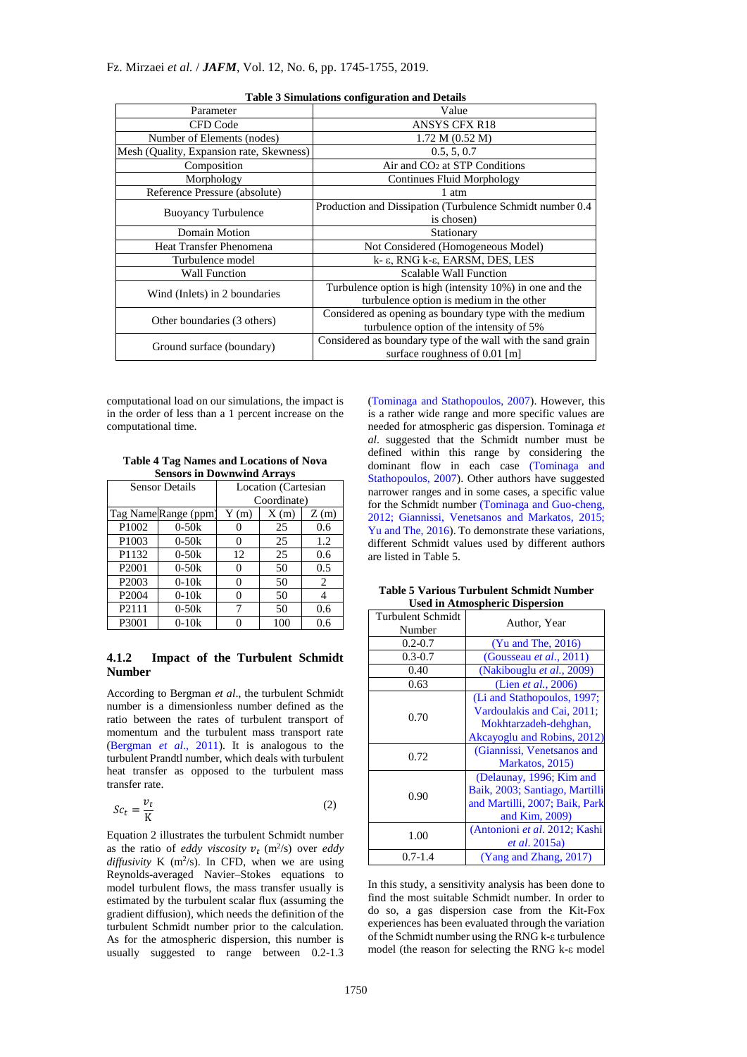**Table 3 Simulations configuration and Details**

| Parameter | Value |
|---|---|
| CFD Code | ANSYS CFX R18 |
| Number of Elements (nodes) | 1.72 M (0.52 M) |
| Mesh (Quality, Expansion rate, Skewness) | 0.5, 5, 0.7 |
| Composition | Air and $CO_2$ at STP Conditions |
| Morphology | Continues Fluid Morphology |
| Reference Pressure (absolute) | 1 atm |
| Buoyancy Turbulence | Production and Dissipation (Turbulence Schmidt number 0.4 is chosen) |
| Domain Motion | Stationary |
| Heat Transfer Phenomena | Not Considered (Homogeneous Model) |
| Turbulence model | k- ε, RNG k-ε, EARSM, DES, LES |
| Wall Function | Scalable Wall Function |
| Wind (Inlets) in 2 boundaries | Turbulence option is high (intensity 10%) in one and the turbulence option is medium in the other |
| Other boundaries (3 others) | Considered as opening as boundary type with the medium turbulence option of the intensity of 5% |
| Ground surface (boundary) | Considered as boundary type of the wall with the sand grain surface roughness of 0.01 [m] |

computational load on our simulations, the impact is in the order of less than a 1 percent increase on the computational time.

**Table 4 Tag Names and Locations of Nova Sensors in Downwind Arrays**

| Sensor Details | | Location (Cartesian Coordinate) | | |
|---|---|---|---|---|
| Tag Name | Range (ppm) | Y (m) | X (m) | Z (m) |
| P1002 | 0-50k | 0 | 25 | 0.6 |
| P1003 | 0-50k | 0 | 25 | 1.2 |
| P1132 | 0-50k | 12 | 25 | 0.6 |
| P2001 | 0-50k | 0 | 50 | 0.5 |
| P2003 | 0-10k | 0 | 50 | 2 |
| P2004 | 0-10k | 0 | 50 | 4 |
| P2111 | 0-50k | 7 | 50 | 0.6 |
| P3001 | 0-10k | 0 | 100 | 0.6 |

### 4.1.2 Impact of the Turbulent Schmidt Number

According to Bergman *et al*., the turbulent Schmidt number is a dimensionless number defined as the ratio between the rates of turbulent transport of momentum and the turbulent mass transport rate (Bergman *et al*., 2011). It is analogous to the turbulent Prandtl number, which deals with turbulent heat transfer as opposed to the turbulent mass transfer rate.

$$Sc_t = \frac{v_t}{K} \tag{2}$$

Equation 2 illustrates the turbulent Schmidt number as the ratio of *eddy viscosity* $v_t$ ($m^2$/s) over *eddy diffusivity* K ($m^2$/s). In CFD, when we are using Reynolds-averaged Navier–Stokes equations to model turbulent flows, the mass transfer usually is estimated by the turbulent scalar flux (assuming the gradient diffusion), which needs the definition of the turbulent Schmidt number prior to the calculation. As for the atmospheric dispersion, this number is usually suggested to range between 0.2-1.3 (Tominaga and Stathopoulos, 2007). However, this is a rather wide range and more specific values are needed for atmospheric gas dispersion. Tominaga *et al*. suggested that the Schmidt number must be defined within this range by considering the dominant flow in each case (Tominaga and Stathopoulos, 2007). Other authors have suggested narrower ranges and in some cases, a specific value for the Schmidt number (Tominaga and Guo-cheng, 2012; Giannissi, Venetsanos and Markatos, 2015; Yu and The, 2016). To demonstrate these variations, different Schmidt values used by different authors are listed in Table 5.

**Table 5 Various Turbulent Schmidt Number Used in Atmospheric Dispersion**

| Turbulent Schmidt Number | Author, Year |
|---|---|
| 0.2-0.7 | (Yu and The, 2016) |
| 0.3-0.7 | (Gousseau *et al*., 2011) |
| 0.40 | (Nakibouglu *et al*., 2009) |
| 0.63 | (Lien *et al*., 2006) |
| 0.70 | (Li and Stathopoulos, 1997; Vardoulakis and Cai, 2011; Mokhtarzadeh-dehghan, Akcayoglu and Robins, 2012) |
| 0.72 | (Giannissi, Venetsanos and Markatos, 2015) |
| 0.90 | (Delaunay, 1996; Kim and Baik, 2003; Santiago, Martilli and Martilli, 2007; Baik, Park and Kim, 2009) |
| 1.00 | (Antonioni *et al*. 2012; Kashi *et al*. 2015a) |
| 0.7-1.4 | (Yang and Zhang, 2017) |

In this study, a sensitivity analysis has been done to find the most suitable Schmidt number. In order to do so, a gas dispersion case from the Kit-Fox experiences has been evaluated through the variation of the Schmidt number using the RNG k-ε turbulence model (the reason for selecting the RNG k-ε model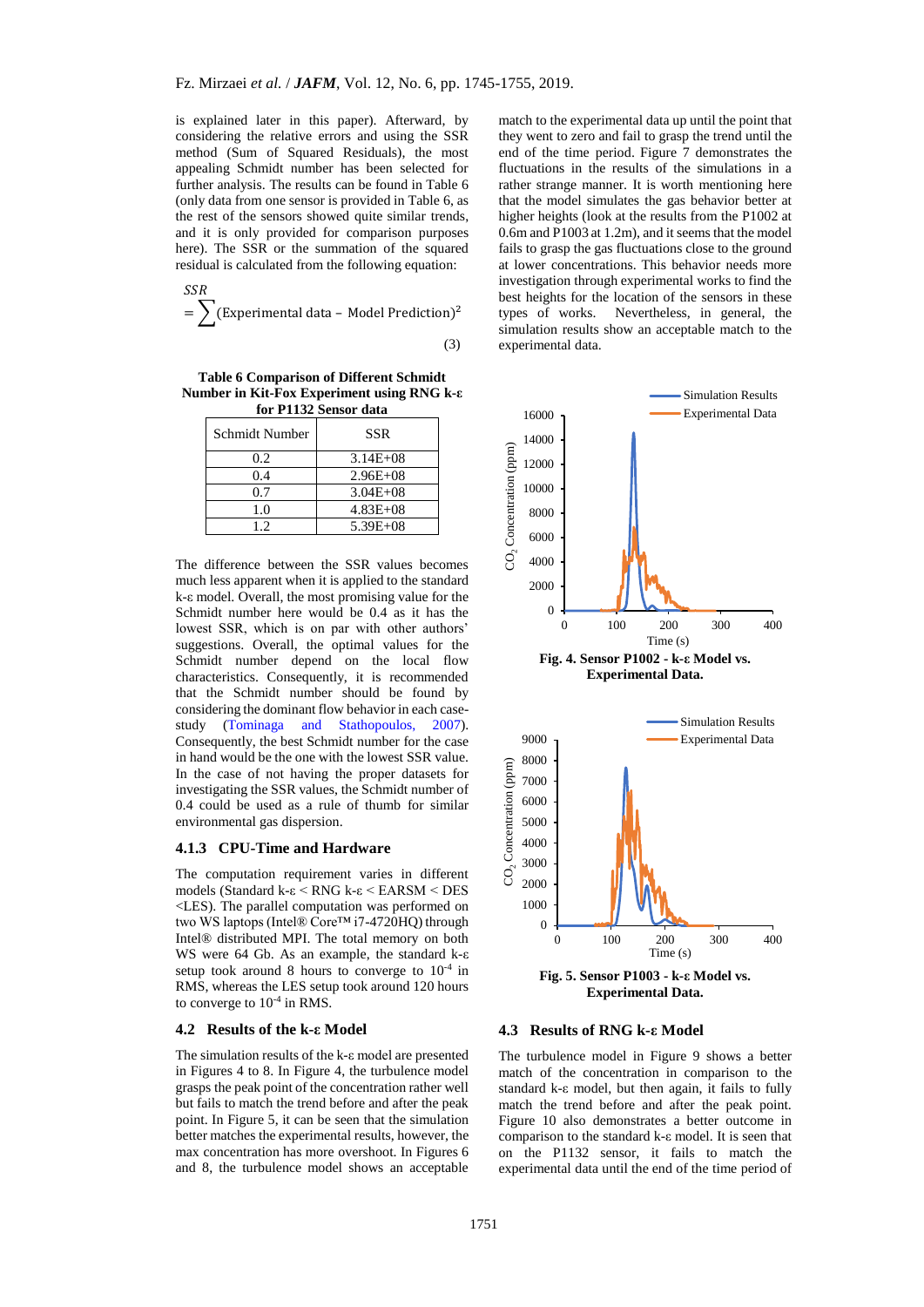is explained later in this paper). Afterward, by considering the relative errors and using the SSR method (Sum of Squared Residuals), the most appealing Schmidt number has been selected for further analysis. The results can be found in Table 6 (only data from one sensor is provided in Table 6, as the rest of the sensors showed quite similar trends, and it is only provided for comparison purposes here). The SSR or the summation of the squared residual is calculated from the following equation:

$$SSR = \sum (\text{Experimental data} - \text{Model Prediction})^2 \quad (3)$$

**Table 6 Comparison of Different Schmidt Number in Kit-Fox Experiment using RNG k-ε for P1132 Sensor data**

| Schmidt Number | SSR |
|---|---|
| 0.2 | 3.14E+08 |
| 0.4 | 2.96E+08 |
| 0.7 | 3.04E+08 |
| 1.0 | 4.83E+08 |
| 1.2 | 5.39E+08 |

The difference between the SSR values becomes much less apparent when it is applied to the standard k-ε model. Overall, the most promising value for the Schmidt number here would be 0.4 as it has the lowest SSR, which is on par with other authors' suggestions. Overall, the optimal values for the Schmidt number depend on the local flow characteristics. Consequently, it is recommended that the Schmidt number should be found by considering the dominant flow behavior in each case-study (Tominaga and Stathopoulos, 2007). Consequently, the best Schmidt number for the case in hand would be the one with the lowest SSR value. In the case of not having the proper datasets for investigating the SSR values, the Schmidt number of 0.4 could be used as a rule of thumb for similar environmental gas dispersion.

### 4.1.3 CPU-Time and Hardware

The computation requirement varies in different models (Standard k-ε < RNG k-ε < EARSM < DES <LES). The parallel computation was performed on two WS laptops (Intel® Core™ i7-4720HQ) through Intel® distributed MPI. The total memory on both WS were 64 Gb. As an example, the standard k-ε setup took around 8 hours to converge to $10^{-4}$ in RMS, whereas the LES setup took around 120 hours to converge to $10^{-4}$ in RMS.

## 4.2 Results of the k-ε Model

The simulation results of the k-ε model are presented in Figures 4 to 8. In Figure 4, the turbulence model grasps the peak point of the concentration rather well but fails to match the trend before and after the peak point. In Figure 5, it can be seen that the simulation better matches the experimental results, however, the max concentration has more overshoot. In Figures 6 and 8, the turbulence model shows an acceptable match to the experimental data up until the point that they went to zero and fail to grasp the trend until the end of the time period. Figure 7 demonstrates the fluctuations in the results of the simulations in a rather strange manner. It is worth mentioning here that the model simulates the gas behavior better at higher heights (look at the results from the P1002 at 0.6m and P1003 at 1.2m), and it seems that the model fails to grasp the gas fluctuations close to the ground at lower concentrations. This behavior needs more investigation through experimental works to find the best heights for the location of the sensors in these types of works. Nevertheless, in general, the simulation results show an acceptable match to the experimental data.

**Fig. 4. Sensor P1002 - k-ε Model vs. Experimental Data.**

**Fig. 5. Sensor P1003 - k-ε Model vs. Experimental Data.**

## 4.3 Results of RNG k-ε Model

The turbulence model in Figure 9 shows a better match of the concentration in comparison to the standard k-ε model, but then again, it fails to fully match the trend before and after the peak point. Figure 10 also demonstrates a better outcome in comparison to the standard k-ε model. It is seen that on the P1132 sensor, it fails to match the experimental data until the end of the time period of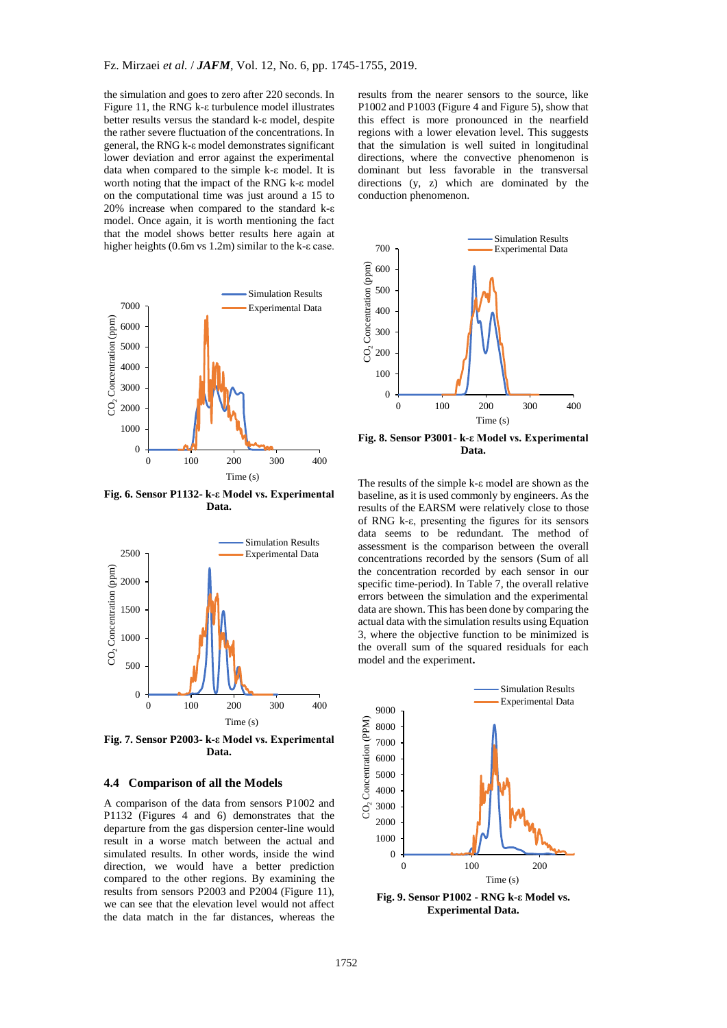the simulation and goes to zero after 220 seconds. In Figure 11, the RNG k-ε turbulence model illustrates better results versus the standard k-ε model, despite the rather severe fluctuation of the concentrations. In general, the RNG k-ε model demonstrates significant lower deviation and error against the experimental data when compared to the simple k-ε model. It is worth noting that the impact of the RNG k-ε model on the computational time was just around a 15 to 20% increase when compared to the standard k-ε model. Once again, it is worth mentioning the fact that the model shows better results here again at higher heights (0.6m vs 1.2m) similar to the k-ε case.

**Fig. 6. Sensor P1132- k-ε Model vs. Experimental Data.**

**Fig. 7. Sensor P2003- k-ε Model vs. Experimental Data.**

### 4.4 Comparison of all the Models

A comparison of the data from sensors P1002 and P1132 (Figures 4 and 6) demonstrates that the departure from the gas dispersion center-line would result in a worse match between the actual and simulated results. In other words, inside the wind direction, we would have a better prediction compared to the other regions. By examining the results from sensors P2003 and P2004 (Figure 11), we can see that the elevation level would not affect the data match in the far distances, whereas the results from the nearer sensors to the source, like P1002 and P1003 (Figure 4 and Figure 5), show that this effect is more pronounced in the nearfield regions with a lower elevation level. This suggests that the simulation is well suited in longitudinal directions, where the convective phenomenon is dominant but less favorable in the transversal directions (y, z) which are dominated by the conduction phenomenon.

**Fig. 8. Sensor P3001- k-ε Model vs. Experimental Data.**

The results of the simple k-ε model are shown as the baseline, as it is used commonly by engineers. As the results of the EARSM were relatively close to those of RNG k-ε, presenting the figures for its sensors data seems to be redundant. The method of assessment is the comparison between the overall concentrations recorded by the sensors (Sum of all the concentration recorded by each sensor in our specific time-period). In Table 7, the overall relative errors between the simulation and the experimental data are shown. This has been done by comparing the actual data with the simulation results using Equation 3, where the objective function to be minimized is the overall sum of the squared residuals for each model and the experiment.

**Fig. 9. Sensor P1002 - RNG k-ε Model vs. Experimental Data.**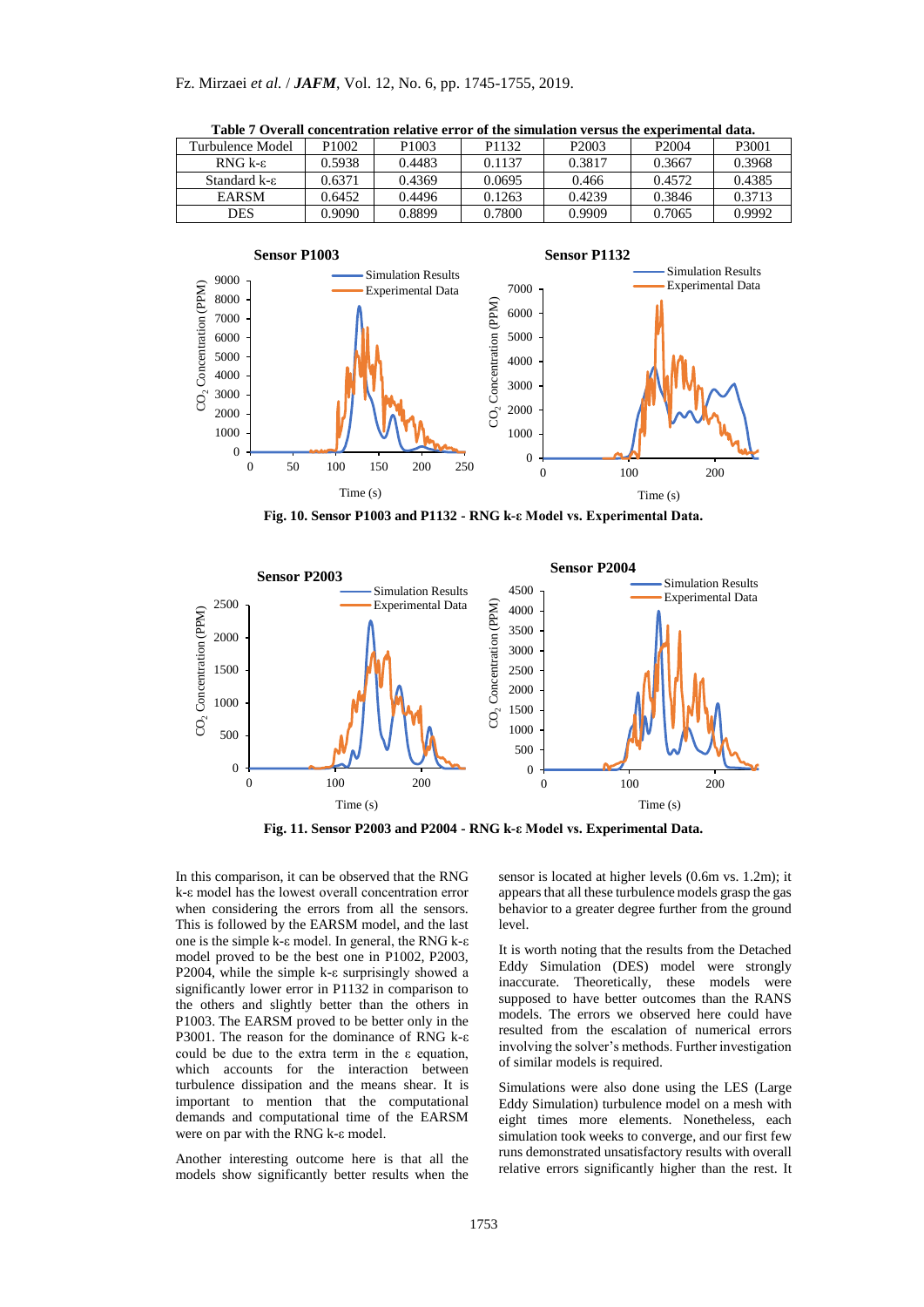**Table 7 Overall concentration relative error of the simulation versus the experimental data.**

| Turbulence Model | P1002 | P1003 | P1132 | P2003 | P2004 | P3001 |
|---|---|---|---|---|---|---|
| RNG k-ε | 0.5938 | 0.4483 | 0.1137 | 0.3817 | 0.3667 | 0.3968 |
| Standard k-ε | 0.6371 | 0.4369 | 0.0695 | 0.466 | 0.4572 | 0.4385 |
| EARSM | 0.6452 | 0.4496 | 0.1263 | 0.4239 | 0.3846 | 0.3713 |
| DES | 0.9090 | 0.8899 | 0.7800 | 0.9909 | 0.7065 | 0.9992 |

**Fig. 10. Sensor P1003 and P1132 - RNG k-ε Model vs. Experimental Data.**

**Fig. 11. Sensor P2003 and P2004 - RNG k-ε Model vs. Experimental Data.**

In this comparison, it can be observed that the RNG k-ε model has the lowest overall concentration error when considering the errors from all the sensors. This is followed by the EARSM model, and the last one is the simple k-ε model. In general, the RNG k-ε model proved to be the best one in P1002, P2003, P2004, while the simple k-ε surprisingly showed a significantly lower error in P1132 in comparison to the others and slightly better than the others in P1003. The EARSM proved to be better only in the P3001. The reason for the dominance of RNG k-ε could be due to the extra term in the ε equation, which accounts for the interaction between turbulence dissipation and the means shear. It is important to mention that the computational demands and computational time of the EARSM were on par with the RNG k-ε model.

Another interesting outcome here is that all the models show significantly better results when the sensor is located at higher levels (0.6m vs. 1.2m); it appears that all these turbulence models grasp the gas behavior to a greater degree further from the ground level.

It is worth noting that the results from the Detached Eddy Simulation (DES) model were strongly inaccurate. Theoretically, these models were supposed to have better outcomes than the RANS models. The errors we observed here could have resulted from the escalation of numerical errors involving the solver's methods. Further investigation of similar models is required.

Simulations were also done using the LES (Large Eddy Simulation) turbulence model on a mesh with eight times more elements. Nonetheless, each simulation took weeks to converge, and our first few runs demonstrated unsatisfactory results with overall relative errors significantly higher than the rest. It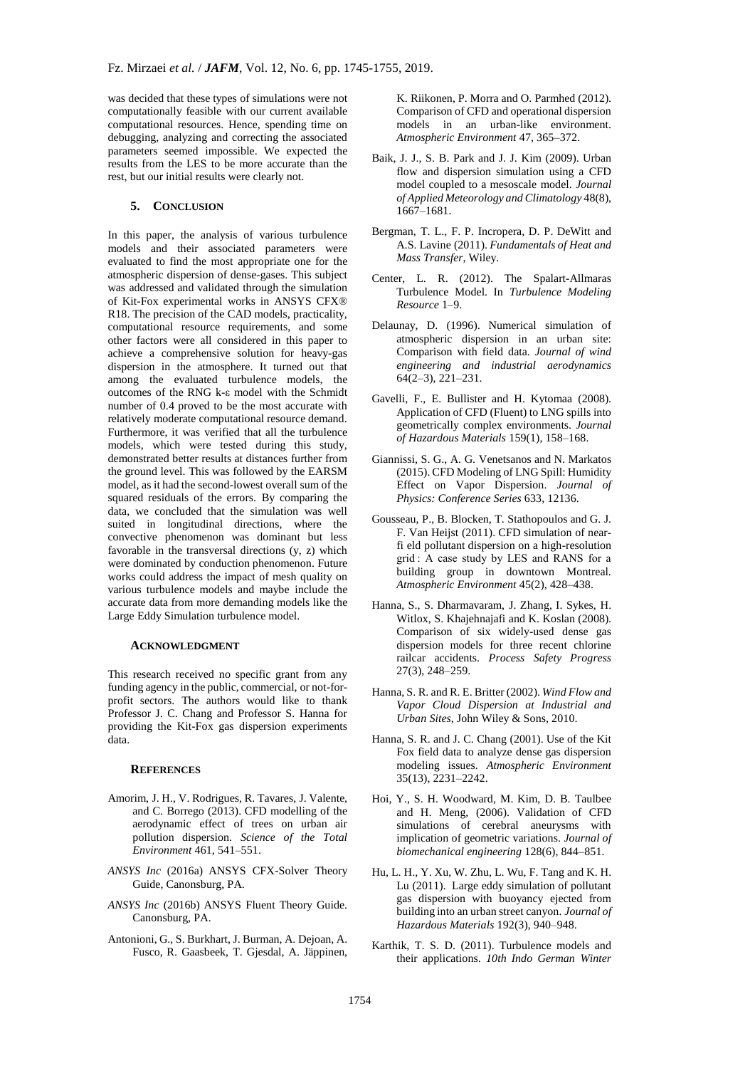was decided that these types of simulations were not computationally feasible with our current available computational resources. Hence, spending time on debugging, analyzing and correcting the associated parameters seemed impossible. We expected the results from the LES to be more accurate than the rest, but our initial results were clearly not.

## 5. CONCLUSION

In this paper, the analysis of various turbulence models and their associated parameters were evaluated to find the most appropriate one for the atmospheric dispersion of dense-gases. This subject was addressed and validated through the simulation of Kit-Fox experimental works in ANSYS CFX® R18. The precision of the CAD models, practicality, computational resource requirements, and some other factors were all considered in this paper to achieve a comprehensive solution for heavy-gas dispersion in the atmosphere. It turned out that among the evaluated turbulence models, the outcomes of the RNG k-ε model with the Schmidt number of 0.4 proved to be the most accurate with relatively moderate computational resource demand. Furthermore, it was verified that all the turbulence models, which were tested during this study, demonstrated better results at distances further from the ground level. This was followed by the EARSM model, as it had the second-lowest overall sum of the squared residuals of the errors. By comparing the data, we concluded that the simulation was well suited in longitudinal directions, where the convective phenomenon was dominant but less favorable in the transversal directions (y, z) which were dominated by conduction phenomenon. Future works could address the impact of mesh quality on various turbulence models and maybe include the accurate data from more demanding models like the Large Eddy Simulation turbulence model.

## ACKNOWLEDGMENT

This research received no specific grant from any funding agency in the public, commercial, or not-for-profit sectors. The authors would like to thank Professor J. C. Chang and Professor S. Hanna for providing the Kit-Fox gas dispersion experiments data.

## REFERENCES

Amorim, J. H., V. Rodrigues, R. Tavares, J. Valente, and C. Borrego (2013). CFD modelling of the aerodynamic effect of trees on urban air pollution dispersion. *Science of the Total Environment* 461, 541–551.

*ANSYS Inc* (2016a) ANSYS CFX-Solver Theory Guide, Canonsburg, PA.

*ANSYS Inc* (2016b) ANSYS Fluent Theory Guide. Canonsburg, PA.

Antonioni, G., S. Burkhart, J. Burman, A. Dejoan, A. Fusco, R. Gaasbeek, T. Gjesdal, A. Jäppinen, K. Riikonen, P. Morra and O. Parmhed (2012). Comparison of CFD and operational dispersion models in an urban-like environment. *Atmospheric Environment* 47, 365–372.

Baik, J. J., S. B. Park and J. J. Kim (2009). Urban flow and dispersion simulation using a CFD model coupled to a mesoscale model. *Journal of Applied Meteorology and Climatology* 48(8), 1667–1681.

Bergman, T. L., F. P. Incropera, D. P. DeWitt and A.S. Lavine (2011). *Fundamentals of Heat and Mass Transfer*, Wiley.

Center, L. R. (2012). The Spalart-Allmaras Turbulence Model. In *Turbulence Modeling Resource* 1–9.

Delaunay, D. (1996). Numerical simulation of atmospheric dispersion in an urban site: Comparison with field data. *Journal of wind engineering and industrial aerodynamics* 64(2–3), 221–231.

Gavelli, F., E. Bullister and H. Kytomaa (2008). Application of CFD (Fluent) to LNG spills into geometrically complex environments. *Journal of Hazardous Materials* 159(1), 158–168.

Giannissi, S. G., A. G. Venetsanos and N. Markatos (2015). CFD Modeling of LNG Spill: Humidity Effect on Vapor Dispersion. *Journal of Physics: Conference Series* 633, 12136.

Gousseau, P., B. Blocken, T. Stathopoulos and G. J. F. Van Heijst (2011). CFD simulation of near-fi eld pollutant dispersion on a high-resolution grid : A case study by LES and RANS for a building group in downtown Montreal. *Atmospheric Environment* 45(2), 428–438.

Hanna, S., S. Dharmavaram, J. Zhang, I. Sykes, H. Witlox, S. Khajehnajafi and K. Koslan (2008). Comparison of six widely-used dense gas dispersion models for three recent chlorine railcar accidents. *Process Safety Progress* 27(3), 248–259.

Hanna, S. R. and R. E. Britter (2002). *Wind Flow and Vapor Cloud Dispersion at Industrial and Urban Sites*, John Wiley & Sons, 2010.

Hanna, S. R. and J. C. Chang (2001). Use of the Kit Fox field data to analyze dense gas dispersion modeling issues. *Atmospheric Environment* 35(13), 2231–2242.

Hoi, Y., S. H. Woodward, M. Kim, D. B. Taulbee and H. Meng, (2006). Validation of CFD simulations of cerebral aneurysms with implication of geometric variations. *Journal of biomechanical engineering* 128(6), 844–851.

Hu, L. H., Y. Xu, W. Zhu, L. Wu, F. Tang and K. H. Lu (2011). Large eddy simulation of pollutant gas dispersion with buoyancy ejected from building into an urban street canyon. *Journal of Hazardous Materials* 192(3), 940–948.

Karthik, T. S. D. (2011). Turbulence models and their applications. *10th Indo German Winter*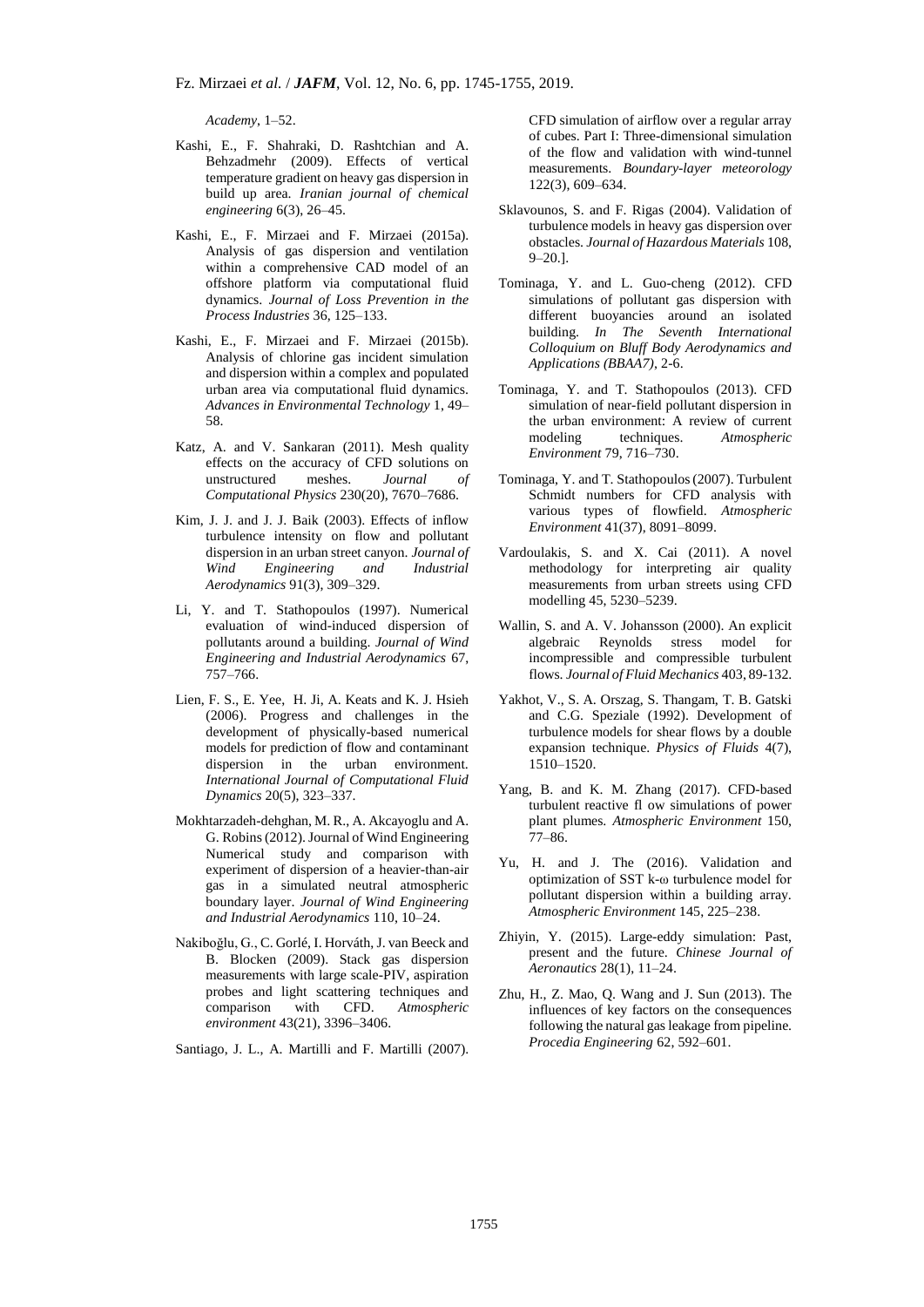*Academy*, 1–52.

Kashi, E., F. Shahraki, D. Rashtchian and A. Behzadmehr (2009). Effects of vertical temperature gradient on heavy gas dispersion in build up area. *Iranian journal of chemical engineering* 6(3), 26–45.

Kashi, E., F. Mirzaei and F. Mirzaei (2015a). Analysis of gas dispersion and ventilation within a comprehensive CAD model of an offshore platform via computational fluid dynamics. *Journal of Loss Prevention in the Process Industries* 36, 125–133.

Kashi, E., F. Mirzaei and F. Mirzaei (2015b). Analysis of chlorine gas incident simulation and dispersion within a complex and populated urban area via computational fluid dynamics. *Advances in Environmental Technology* 1, 49–58.

Katz, A. and V. Sankaran (2011). Mesh quality effects on the accuracy of CFD solutions on unstructured meshes. *Journal of Computational Physics* 230(20), 7670–7686.

Kim, J. J. and J. J. Baik (2003). Effects of inflow turbulence intensity on flow and pollutant dispersion in an urban street canyon. *Journal of Wind Engineering and Industrial Aerodynamics* 91(3), 309–329.

Li, Y. and T. Stathopoulos (1997). Numerical evaluation of wind-induced dispersion of pollutants around a building. *Journal of Wind Engineering and Industrial Aerodynamics* 67, 757–766.

Lien, F. S., E. Yee, H. Ji, A. Keats and K. J. Hsieh (2006). Progress and challenges in the development of physically-based numerical models for prediction of flow and contaminant dispersion in the urban environment. *International Journal of Computational Fluid Dynamics* 20(5), 323–337.

Mokhtarzadeh-dehghan, M. R., A. Akcayoglu and A. G. Robins (2012). Journal of Wind Engineering Numerical study and comparison with experiment of dispersion of a heavier-than-air gas in a simulated neutral atmospheric boundary layer. *Journal of Wind Engineering and Industrial Aerodynamics* 110, 10–24.

Nakiboğlu, G., C. Gorlé, I. Horváth, J. van Beeck and B. Blocken (2009). Stack gas dispersion measurements with large scale-PIV, aspiration probes and light scattering techniques and comparison with CFD. *Atmospheric environment* 43(21), 3396–3406.

Santiago, J. L., A. Martilli and F. Martilli (2007). CFD simulation of airflow over a regular array of cubes. Part I: Three-dimensional simulation of the flow and validation with wind-tunnel measurements. *Boundary-layer meteorology* 122(3), 609–634.

Sklavounos, S. and F. Rigas (2004). Validation of turbulence models in heavy gas dispersion over obstacles. *Journal of Hazardous Materials* 108, 9–20.].

Tominaga, Y. and L. Guo-cheng (2012). CFD simulations of pollutant gas dispersion with different buoyancies around an isolated building. *In The Seventh International Colloquium on Bluff Body Aerodynamics and Applications (BBAA7)*, 2-6.

Tominaga, Y. and T. Stathopoulos (2013). CFD simulation of near-field pollutant dispersion in the urban environment: A review of current modeling techniques. *Atmospheric Environment* 79, 716–730.

Tominaga, Y. and T. Stathopoulos (2007). Turbulent Schmidt numbers for CFD analysis with various types of flowfield. *Atmospheric Environment* 41(37), 8091–8099.

Vardoulakis, S. and X. Cai (2011). A novel methodology for interpreting air quality measurements from urban streets using CFD modelling 45, 5230–5239.

Wallin, S. and A. V. Johansson (2000). An explicit algebraic Reynolds stress model for incompressible and compressible turbulent flows. *Journal of Fluid Mechanics* 403, 89-132.

Yakhot, V., S. A. Orszag, S. Thangam, T. B. Gatski and C.G. Speziale (1992). Development of turbulence models for shear flows by a double expansion technique. *Physics of Fluids* 4(7), 1510–1520.

Yang, B. and K. M. Zhang (2017). CFD-based turbulent reactive fl ow simulations of power plant plumes. *Atmospheric Environment* 150, 77–86.

Yu, H. and J. The (2016). Validation and optimization of SST k-ω turbulence model for pollutant dispersion within a building array. *Atmospheric Environment* 145, 225–238.

Zhiyin, Y. (2015). Large-eddy simulation: Past, present and the future. *Chinese Journal of Aeronautics* 28(1), 11–24.

Zhu, H., Z. Mao, Q. Wang and J. Sun (2013). The influences of key factors on the consequences following the natural gas leakage from pipeline. *Procedia Engineering* 62, 592–601.